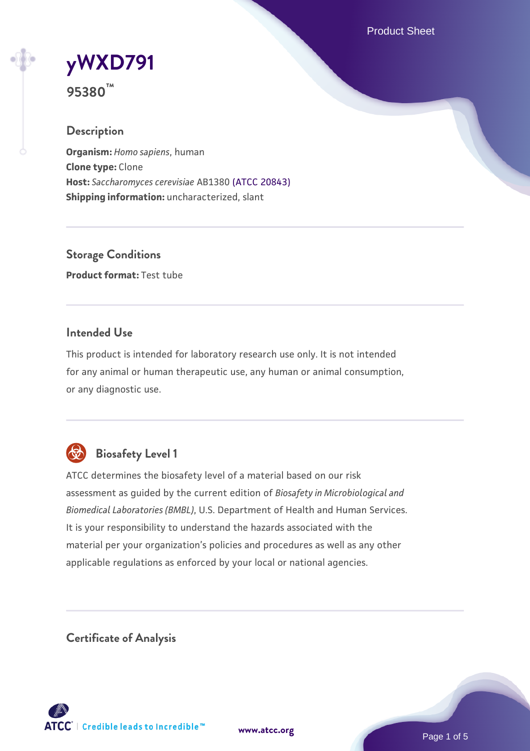# yWXD791

**95380™**

## Description

**Organism:** *Homo sapiens*, human
**Clone type:** Clone
**Host:** *Saccharomyces cerevisiae* AB1380 (ATCC 20843)
**Shipping information:** uncharacterized, slant

## Storage Conditions

**Product format:** Test tube

## Intended Use

This product is intended for laboratory research use only. It is not intended for any animal or human therapeutic use, any human or animal consumption, or any diagnostic use.

## Biosafety Level 1

ATCC determines the biosafety level of a material based on our risk assessment as guided by the current edition of *Biosafety in Microbiological and Biomedical Laboratories (BMBL)*, U.S. Department of Health and Human Services. It is your responsibility to understand the hazards associated with the material per your organization's policies and procedures as well as any other applicable regulations as enforced by your local or national agencies.

## Certificate of Analysis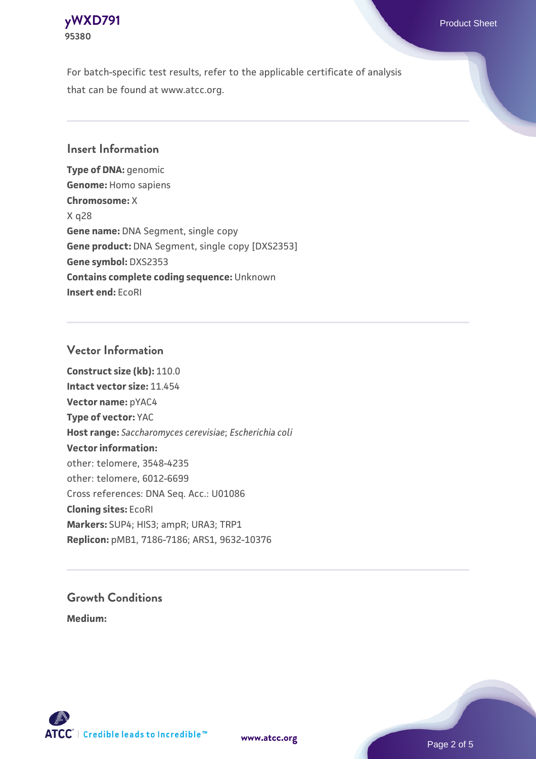For batch-specific test results, refer to the applicable certificate of analysis that can be found at www.atcc.org.

## Insert Information

**Type of DNA:** genomic
**Genome:** Homo sapiens
**Chromosome:** X
X q28
**Gene name:** DNA Segment, single copy
**Gene product:** DNA Segment, single copy [DXS2353]
**Gene symbol:** DXS2353
**Contains complete coding sequence:** Unknown
**Insert end:** EcoRI

## Vector Information

**Construct size (kb):** 110.0
**Intact vector size:** 11.454
**Vector name:** pYAC4
**Type of vector:** YAC
**Host range:** *Saccharomyces cerevisiae*; *Escherichia coli*
**Vector information:**
other: telomere, 3548-4235
other: telomere, 6012-6699
Cross references: DNA Seq. Acc.: U01086
**Cloning sites:** EcoRI
**Markers:** SUP4; HIS3; ampR; URA3; TRP1
**Replicon:** pMB1, 7186-7186; ARS1, 9632-10376

## Growth Conditions

**Medium:**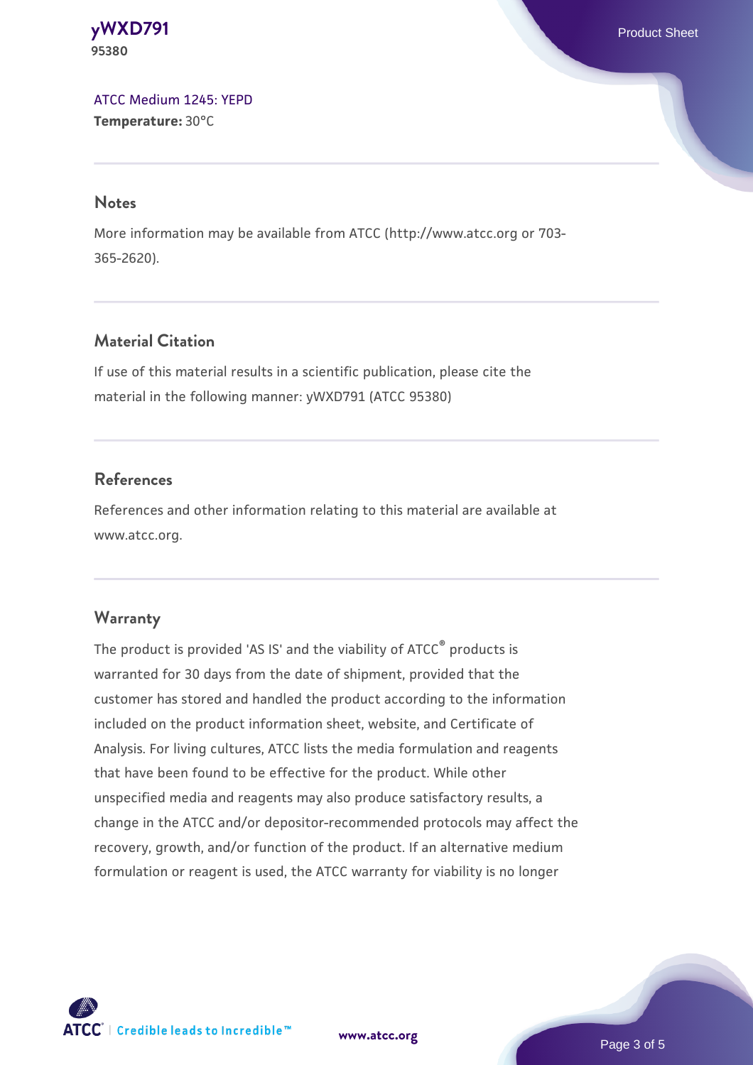ATCC Medium 1245: YEPD
**Temperature:** 30°C

## Notes

More information may be available from ATCC (http://www.atcc.org or 703-365-2620).

## Material Citation

If use of this material results in a scientific publication, please cite the material in the following manner: yWXD791 (ATCC 95380)

## References

References and other information relating to this material are available at www.atcc.org.

## Warranty

The product is provided 'AS IS' and the viability of ATCC® products is warranted for 30 days from the date of shipment, provided that the customer has stored and handled the product according to the information included on the product information sheet, website, and Certificate of Analysis. For living cultures, ATCC lists the media formulation and reagents that have been found to be effective for the product. While other unspecified media and reagents may also produce satisfactory results, a change in the ATCC and/or depositor-recommended protocols may affect the recovery, growth, and/or function of the product. If an alternative medium formulation or reagent is used, the ATCC warranty for viability is no longer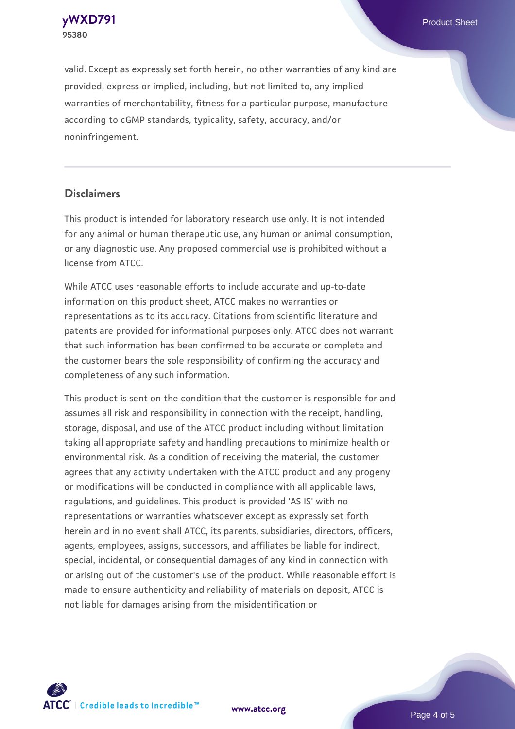valid. Except as expressly set forth herein, no other warranties of any kind are provided, express or implied, including, but not limited to, any implied warranties of merchantability, fitness for a particular purpose, manufacture according to cGMP standards, typicality, safety, accuracy, and/or noninfringement.

## Disclaimers

This product is intended for laboratory research use only. It is not intended for any animal or human therapeutic use, any human or animal consumption, or any diagnostic use. Any proposed commercial use is prohibited without a license from ATCC.

While ATCC uses reasonable efforts to include accurate and up-to-date information on this product sheet, ATCC makes no warranties or representations as to its accuracy. Citations from scientific literature and patents are provided for informational purposes only. ATCC does not warrant that such information has been confirmed to be accurate or complete and the customer bears the sole responsibility of confirming the accuracy and completeness of any such information.

This product is sent on the condition that the customer is responsible for and assumes all risk and responsibility in connection with the receipt, handling, storage, disposal, and use of the ATCC product including without limitation taking all appropriate safety and handling precautions to minimize health or environmental risk. As a condition of receiving the material, the customer agrees that any activity undertaken with the ATCC product and any progeny or modifications will be conducted in compliance with all applicable laws, regulations, and guidelines. This product is provided 'AS IS' with no representations or warranties whatsoever except as expressly set forth herein and in no event shall ATCC, its parents, subsidiaries, directors, officers, agents, employees, assigns, successors, and affiliates be liable for indirect, special, incidental, or consequential damages of any kind in connection with or arising out of the customer's use of the product. While reasonable effort is made to ensure authenticity and reliability of materials on deposit, ATCC is not liable for damages arising from the misidentification or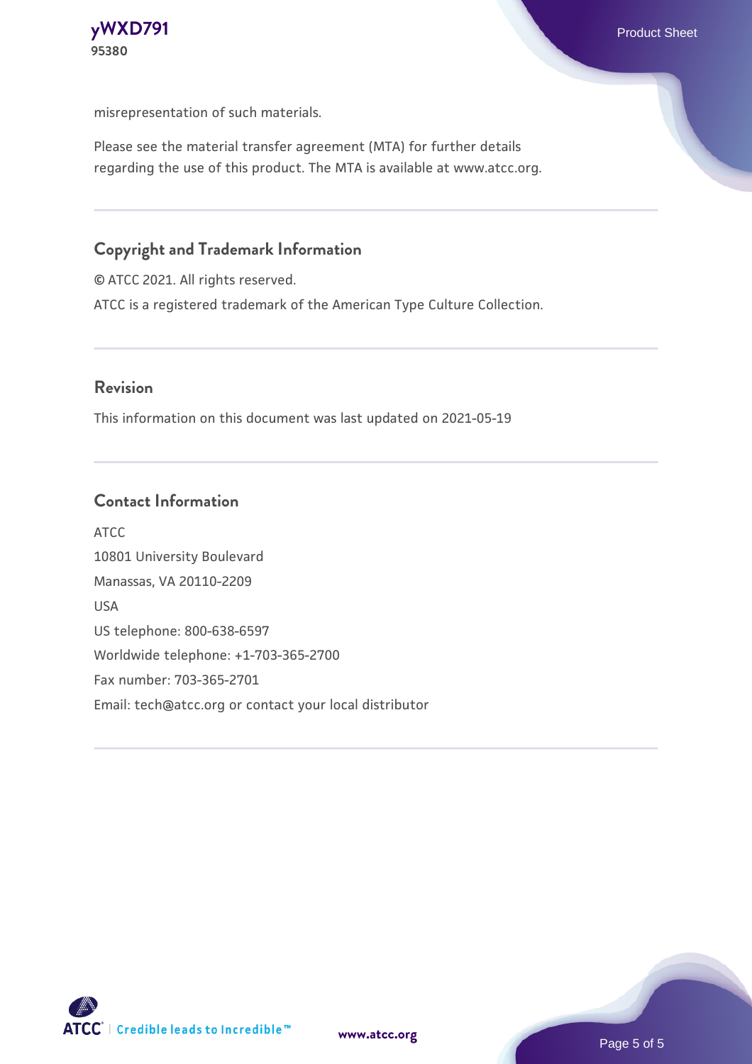misrepresentation of such materials.

Please see the material transfer agreement (MTA) for further details regarding the use of this product. The MTA is available at www.atcc.org.

## Copyright and Trademark Information

© ATCC 2021. All rights reserved.

ATCC is a registered trademark of the American Type Culture Collection.

## Revision

This information on this document was last updated on 2021-05-19

## Contact Information

ATCC
10801 University Boulevard
Manassas, VA 20110-2209
USA
US telephone: 800-638-6597
Worldwide telephone: +1-703-365-2700
Fax number: 703-365-2701
Email: tech@atcc.org or contact your local distributor